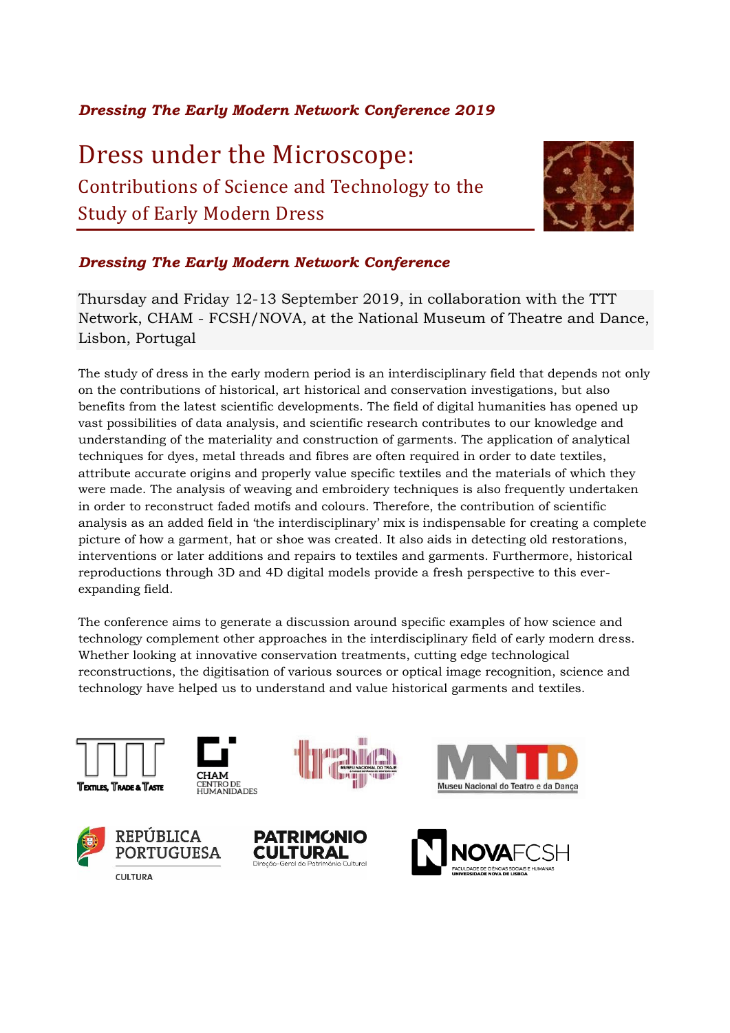*Dressing The Early Modern Network Conference 2019*

# Dress under the Microscope:

## Contributions of Science and Technology to the Study of Early Modern Dress

*Dressing The Early Modern Network Conference*

Thursday and Friday 12-13 September 2019, in collaboration with the TTT Network, CHAM - FCSH/NOVA, at the National Museum of Theatre and Dance, Lisbon, Portugal

The study of dress in the early modern period is an interdisciplinary field that depends not only on the contributions of historical, art historical and conservation investigations, but also benefits from the latest scientific developments. The field of digital humanities has opened up vast possibilities of data analysis, and scientific research contributes to our knowledge and understanding of the materiality and construction of garments. The application of analytical techniques for dyes, metal threads and fibres are often required in order to date textiles, attribute accurate origins and properly value specific textiles and the materials of which they were made. The analysis of weaving and embroidery techniques is also frequently undertaken in order to reconstruct faded motifs and colours. Therefore, the contribution of scientific analysis as an added field in 'the interdisciplinary' mix is indispensable for creating a complete picture of how a garment, hat or shoe was created. It also aids in detecting old restorations, interventions or later additions and repairs to textiles and garments. Furthermore, historical reproductions through 3D and 4D digital models provide a fresh perspective to this ever-expanding field.

The conference aims to generate a discussion around specific examples of how science and technology complement other approaches in the interdisciplinary field of early modern dress. Whether looking at innovative conservation treatments, cutting edge technological reconstructions, the digitisation of various sources or optical image recognition, science and technology have helped us to understand and value historical garments and textiles.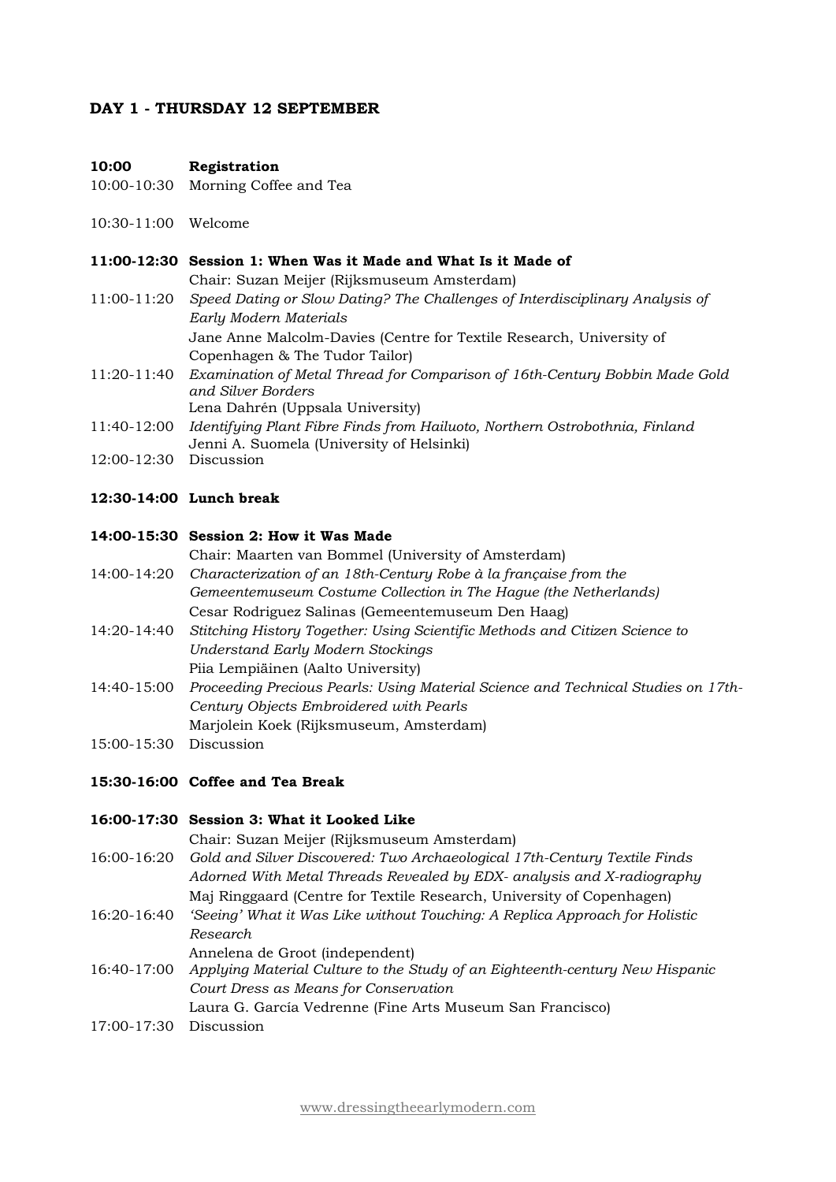## DAY 1 - THURSDAY 12 SEPTEMBER

**10:00 Registration**

10:00-10:30 Morning Coffee and Tea

10:30-11:00 Welcome

### 11:00-12:30 Session 1: When Was it Made and What Is it Made of

Chair: Suzan Meijer (Rijksmuseum Amsterdam)

11:00-11:20 *Speed Dating or Slow Dating? The Challenges of Interdisciplinary Analysis of Early Modern Materials*
Jane Anne Malcolm-Davies (Centre for Textile Research, University of Copenhagen & The Tudor Tailor)

11:20-11:40 *Examination of Metal Thread for Comparison of 16th-Century Bobbin Made Gold and Silver Borders*
Lena Dahrén (Uppsala University)

11:40-12:00 *Identifying Plant Fibre Finds from Hailuoto, Northern Ostrobothnia, Finland*
Jenni A. Suomela (University of Helsinki)

12:00-12:30 Discussion

**12:30-14:00 Lunch break**

### 14:00-15:30 Session 2: How it Was Made

Chair: Maarten van Bommel (University of Amsterdam)

14:00-14:20 *Characterization of an 18th-Century Robe à la française from the Gemeentemuseum Costume Collection in The Hague (the Netherlands)*
Cesar Rodriguez Salinas (Gemeentemuseum Den Haag)

14:20-14:40 *Stitching History Together: Using Scientific Methods and Citizen Science to Understand Early Modern Stockings*
Piia Lempiäinen (Aalto University)

14:40-15:00 *Proceeding Precious Pearls: Using Material Science and Technical Studies on 17th-Century Objects Embroidered with Pearls*
Marjolein Koek (Rijksmuseum, Amsterdam)

15:00-15:30 Discussion

**15:30-16:00 Coffee and Tea Break**

### 16:00-17:30 Session 3: What it Looked Like

Chair: Suzan Meijer (Rijksmuseum Amsterdam)

16:00-16:20 *Gold and Silver Discovered: Two Archaeological 17th-Century Textile Finds Adorned With Metal Threads Revealed by EDX- analysis and X-radiography*
Maj Ringgaard (Centre for Textile Research, University of Copenhagen)

16:20-16:40 *'Seeing' What it Was Like without Touching: A Replica Approach for Holistic Research*
Annelena de Groot (independent)

16:40-17:00 *Applying Material Culture to the Study of an Eighteenth-century New Hispanic Court Dress as Means for Conservation*
Laura G. García Vedrenne (Fine Arts Museum San Francisco)

17:00-17:30 Discussion

www.dressingtheearlymodern.com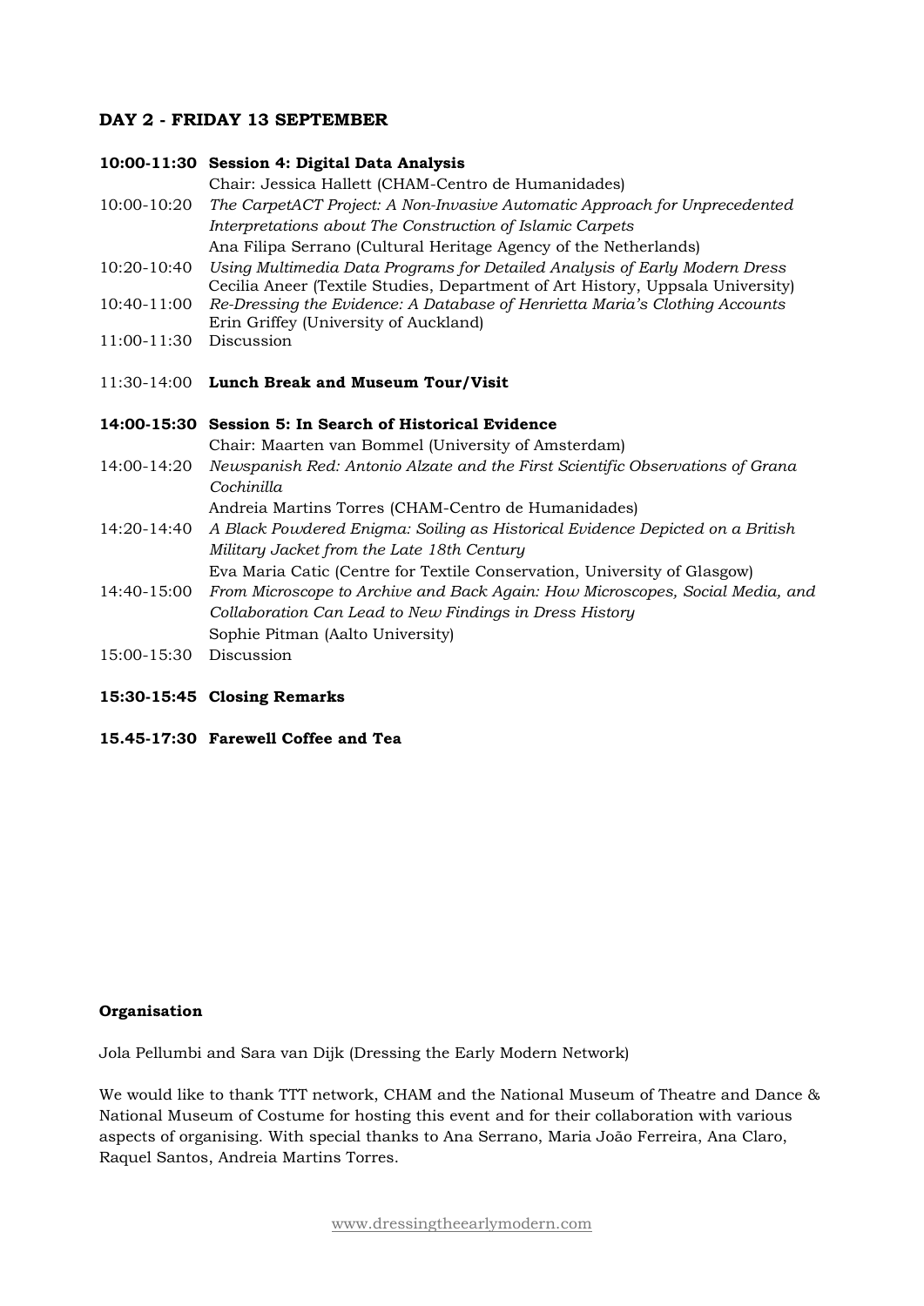## DAY 2 - FRIDAY 13 SEPTEMBER

**10:00-11:30 Session 4: Digital Data Analysis**

Chair: Jessica Hallett (CHAM-Centro de Humanidades)

10:00-10:20 *The CarpetACT Project: A Non-Invasive Automatic Approach for Unprecedented Interpretations about The Construction of Islamic Carpets*
Ana Filipa Serrano (Cultural Heritage Agency of the Netherlands)

10:20-10:40 *Using Multimedia Data Programs for Detailed Analysis of Early Modern Dress*
Cecilia Aneer (Textile Studies, Department of Art History, Uppsala University)

10:40-11:00 *Re-Dressing the Evidence: A Database of Henrietta Maria's Clothing Accounts*
Erin Griffey (University of Auckland)

11:00-11:30 Discussion

11:30-14:00 **Lunch Break and Museum Tour/Visit**

**14:00-15:30 Session 5: In Search of Historical Evidence**

Chair: Maarten van Bommel (University of Amsterdam)

14:00-14:20 *Newspanish Red: Antonio Alzate and the First Scientific Observations of Grana Cochinilla*
Andreia Martins Torres (CHAM-Centro de Humanidades)

14:20-14:40 *A Black Powdered Enigma: Soiling as Historical Evidence Depicted on a British Military Jacket from the Late 18th Century*
Eva Maria Catic (Centre for Textile Conservation, University of Glasgow)

14:40-15:00 *From Microscope to Archive and Back Again: How Microscopes, Social Media, and Collaboration Can Lead to New Findings in Dress History*
Sophie Pitman (Aalto University)

15:00-15:30 Discussion

**15:30-15:45 Closing Remarks**

**15.45-17:30 Farewell Coffee and Tea**

**Organisation**

Jola Pellumbi and Sara van Dijk (Dressing the Early Modern Network)

We would like to thank TTT network, CHAM and the National Museum of Theatre and Dance & National Museum of Costume for hosting this event and for their collaboration with various aspects of organising. With special thanks to Ana Serrano, Maria João Ferreira, Ana Claro, Raquel Santos, Andreia Martins Torres.

www.dressingtheearlymodern.com